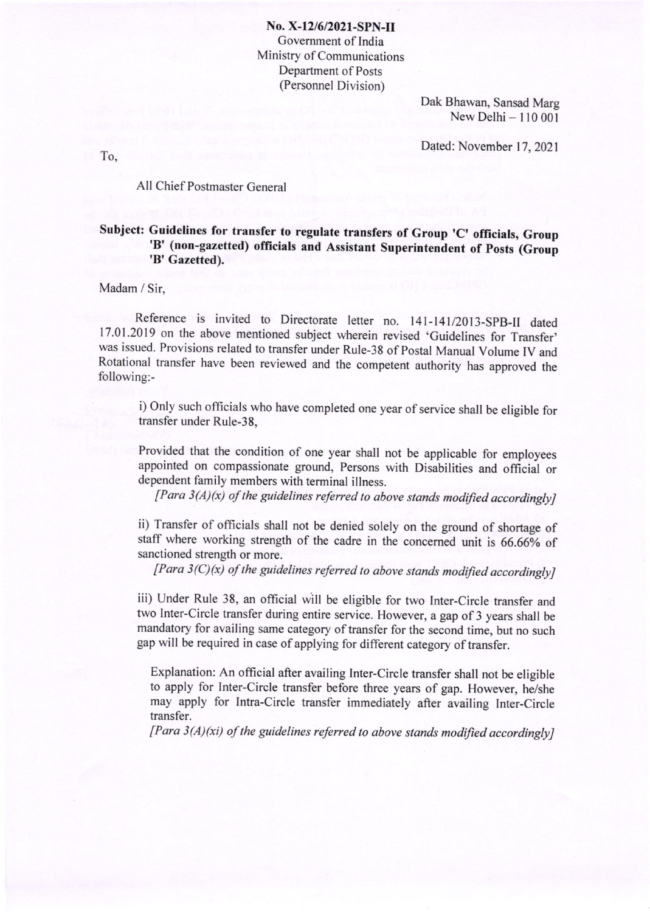**No. X-12/6/2021-SPN-II**
Government of India
Ministry of Communications
Department of Posts
(Personnel Division)

Dak Bhawan, Sansad Marg
New Delhi – 110 001

Dated: November 17, 2021

To,

All Chief Postmaster General

**Subject: Guidelines for transfer to regulate transfers of Group 'C' officials, Group 'B' (non-gazetted) officials and Assistant Superintendent of Posts (Group 'B' Gazetted).**

Madam / Sir,

Reference is invited to Directorate letter no. 141-141/2013-SPB-II dated 17.01.2019 on the above mentioned subject wherein revised 'Guidelines for Transfer' was issued. Provisions related to transfer under Rule-38 of Postal Manual Volume IV and Rotational transfer have been reviewed and the competent authority has approved the following:-

i) Only such officials who have completed one year of service shall be eligible for transfer under Rule-38,

Provided that the condition of one year shall not be applicable for employees appointed on compassionate ground, Persons with Disabilities and official or dependent family members with terminal illness.

*[Para 3(A)(x) of the guidelines referred to above stands modified accordingly]*

ii) Transfer of officials shall not be denied solely on the ground of shortage of staff where working strength of the cadre in the concerned unit is 66.66% of sanctioned strength or more.

*[Para 3(C)(x) of the guidelines referred to above stands modified accordingly]*

iii) Under Rule 38, an official will be eligible for two Inter-Circle transfer and two Inter-Circle transfer during entire service. However, a gap of 3 years shall be mandatory for availing same category of transfer for the second time, but no such gap will be required in case of applying for different category of transfer.

Explanation: An official after availing Inter-Circle transfer shall not be eligible to apply for Inter-Circle transfer before three years of gap. However, he/she may apply for Intra-Circle transfer immediately after availing Inter-Circle transfer.

*[Para 3(A)(xi) of the guidelines referred to above stands modified accordingly]*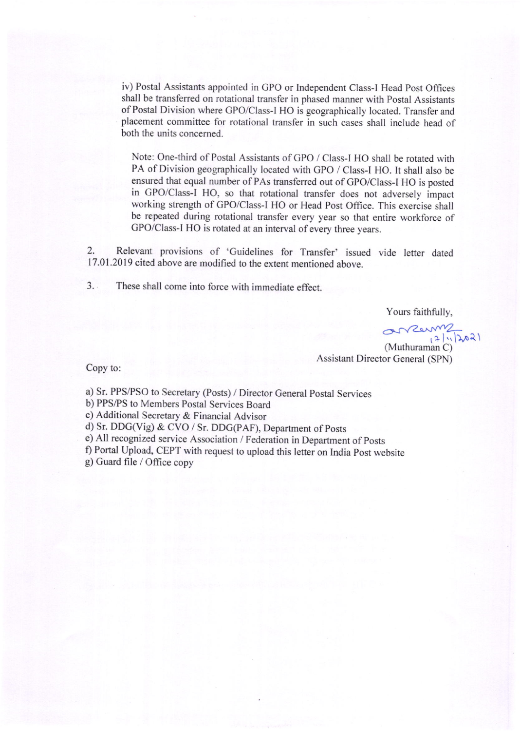iv) Postal Assistants appointed in GPO or Independent Class-I Head Post Offices shall be transferred on rotational transfer in phased manner with Postal Assistants of Postal Division where GPO/Class-I HO is geographically located. Transfer and placement committee for rotational transfer in such cases shall include head of both the units concerned.

Note: One-third of Postal Assistants of GPO / Class-I HO shall be rotated with PA of Division geographically located with GPO / Class-I HO. It shall also be ensured that equal number of PAs transferred out of GPO/Class-I HO is posted in GPO/Class-I HO, so that rotational transfer does not adversely impact working strength of GPO/Class-I HO or Head Post Office. This exercise shall be repeated during rotational transfer every year so that entire workforce of GPO/Class-I HO is rotated at an interval of every three years.

2. Relevant provisions of 'Guidelines for Transfer' issued vide letter dated 17.01.2019 cited above are modified to the extent mentioned above.

3. These shall come into force with immediate effect.

Yours faithfully,

17/11/2021

(Muthuraman C)
Assistant Director General (SPN)

Copy to:

a) Sr. PPS/PSO to Secretary (Posts) / Director General Postal Services
b) PPS/PS to Members Postal Services Board
c) Additional Secretary & Financial Advisor
d) Sr. DDG(Vig) & CVO / Sr. DDG(PAF), Department of Posts
e) All recognized service Association / Federation in Department of Posts
f) Portal Upload, CEPT with request to upload this letter on India Post website
g) Guard file / Office copy